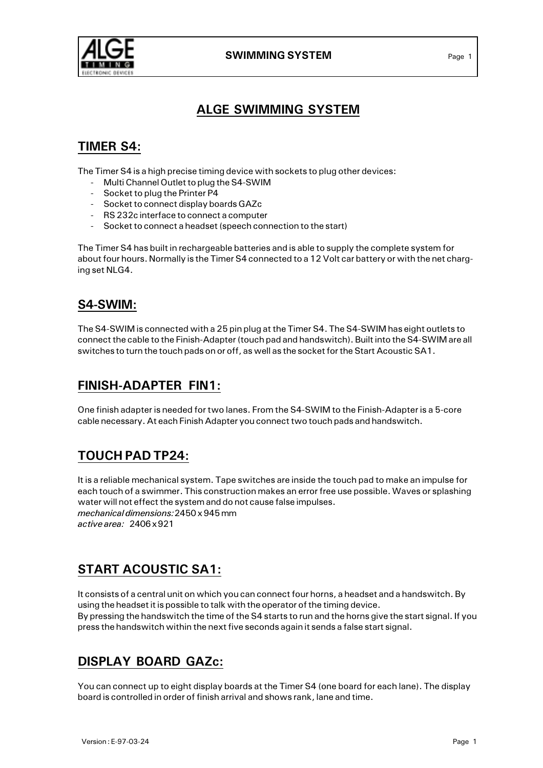# ALGE SWIMMING SYSTEM

## TIMER S4:

The Timer S4 is a high precise timing device with sockets to plug other devices:

- Multi Channel Outlet to plug the S4-SWIM
- Socket to plug the Printer P4
- Socket to connect display boards GAZc
- RS 232c interface to connect a computer
- Socket to connect a headset (speech connection to the start)

The Timer S4 has built in rechargeable batteries and is able to supply the complete system for about four hours. Normally is the Timer S4 connected to a 12 Volt car battery or with the net charging set NLG4.

## S4-SWIM:

The S4-SWIM is connected with a 25 pin plug at the Timer S4. The S4-SWIM has eight outlets to connect the cable to the Finish-Adapter (touch pad and handswitch). Built into the S4-SWIM are all switches to turn the touch pads on or off, as well as the socket for the Start Acoustic SA1.

## FINISH-ADAPTER FIN1:

One finish adapter is needed for two lanes. From the S4-SWIM to the Finish-Adapter is a 5-core cable necessary. At each Finish Adapter you connect two touch pads and handswitch.

## TOUCH PAD TP24:

It is a reliable mechanical system. Tape switches are inside the touch pad to make an impulse for each touch of a swimmer. This construction makes an error free use possible. Waves or splashing water will not effect the system and do not cause false impulses.
*mechanical dimensions:* 2450 x 945 mm
*active area:* 2406 x 921

## START ACOUSTIC SA1:

It consists of a central unit on which you can connect four horns, a headset and a handswitch. By using the headset it is possible to talk with the operator of the timing device.
By pressing the handswitch the time of the S4 starts to run and the horns give the start signal. If you press the handswitch within the next five seconds again it sends a false start signal.

## DISPLAY BOARD GAZc:

You can connect up to eight display boards at the Timer S4 (one board for each lane). The display board is controlled in order of finish arrival and shows rank, lane and time.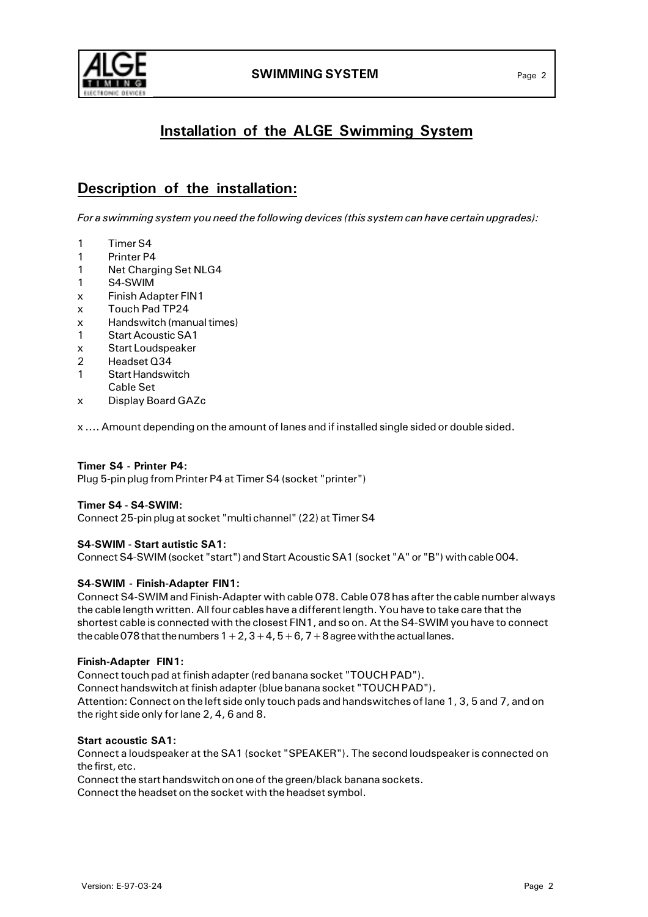# Installation of the ALGE Swimming System

## Description of the installation:

*For a swimming system you need the following devices (this system can have certain upgrades):*

1 Timer S4
1 Printer P4
1 Net Charging Set NLG4
1 S4-SWIM
x Finish Adapter FIN1
x Touch Pad TP24
x Handswitch (manual times)
1 Start Acoustic SA1
x Start Loudspeaker
2 Headset Q34
1 Start Handswitch
  Cable Set
x Display Board GAZc

x .... Amount depending on the amount of lanes and if installed single sided or double sided.

**Timer S4 - Printer P4:**
Plug 5-pin plug from Printer P4 at Timer S4 (socket "printer")

**Timer S4 - S4-SWIM:**
Connect 25-pin plug at socket "multi channel" (22) at Timer S4

**S4-SWIM - Start autistic SA1:**
Connect S4-SWIM (socket "start") and Start Acoustic SA1 (socket "A" or "B") with cable 004.

**S4-SWIM - Finish-Adapter FIN1:**
Connect S4-SWIM and Finish-Adapter with cable 078. Cable 078 has after the cable number always the cable length written. All four cables have a different length. You have to take care that the shortest cable is connected with the closest FIN1, and so on. At the S4-SWIM you have to connect the cable 078 that the numbers 1 + 2, 3 + 4, 5 + 6, 7 + 8 agree with the actual lanes.

**Finish-Adapter FIN1:**
Connect touch pad at finish adapter (red banana socket "TOUCH PAD").
Connect handswitch at finish adapter (blue banana socket "TOUCH PAD").
Attention: Connect on the left side only touch pads and handswitches of lane 1, 3, 5 and 7, and on the right side only for lane 2, 4, 6 and 8.

**Start acoustic SA1:**
Connect a loudspeaker at the SA1 (socket "SPEAKER"). The second loudspeaker is connected on the first, etc.
Connect the start handswitch on one of the green/black banana sockets.
Connect the headset on the socket with the headset symbol.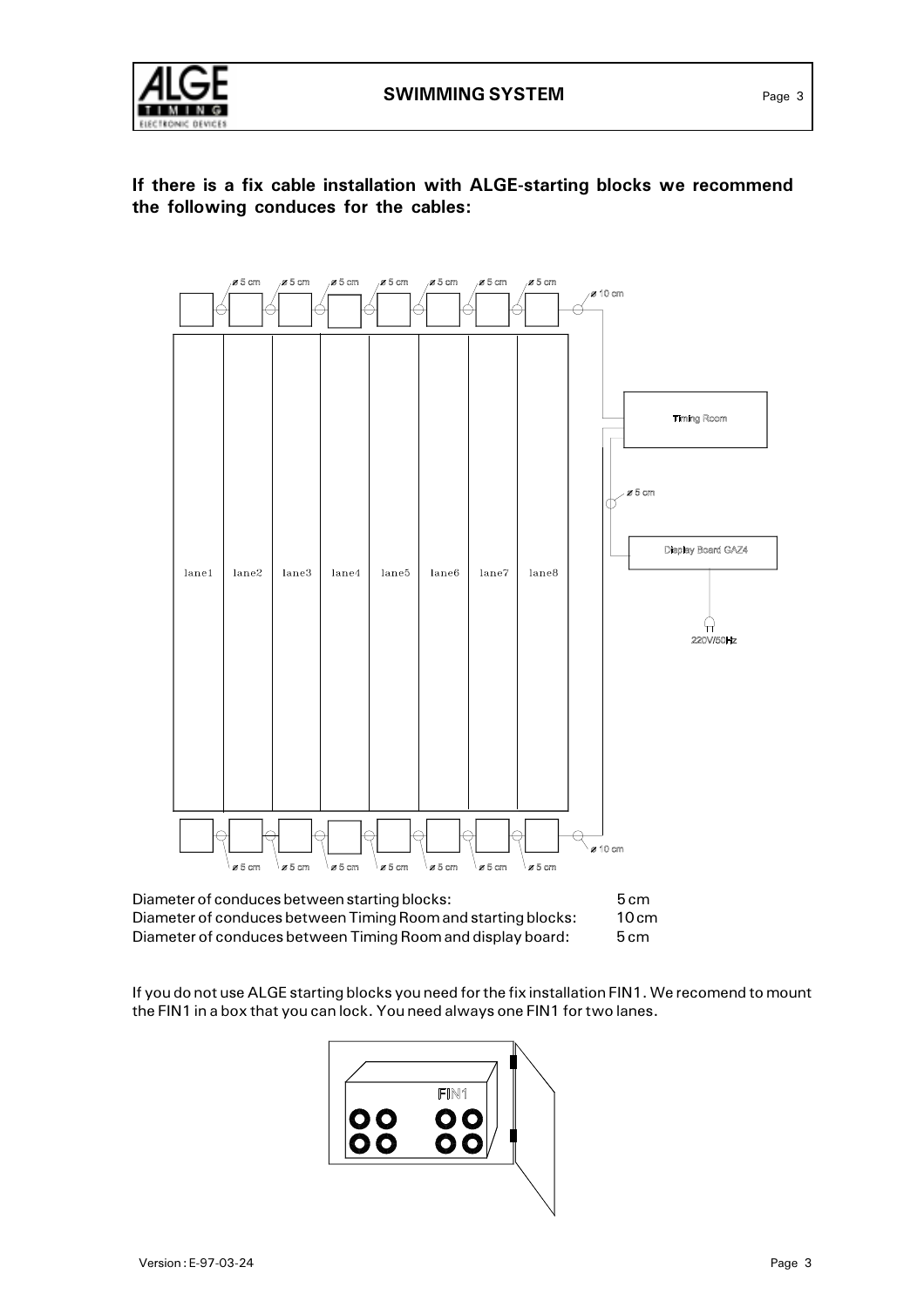**If there is a fix cable installation with ALGE-starting blocks we recommend the following conduces for the cables:**

Diameter of conduces between starting blocks: 5 cm
Diameter of conduces between Timing Room and starting blocks: 10 cm
Diameter of conduces between Timing Room and display board: 5 cm

If you do not use ALGE starting blocks you need for the fix installation FIN1. We recomend to mount the FIN1 in a box that you can lock. You need always one FIN1 for two lanes.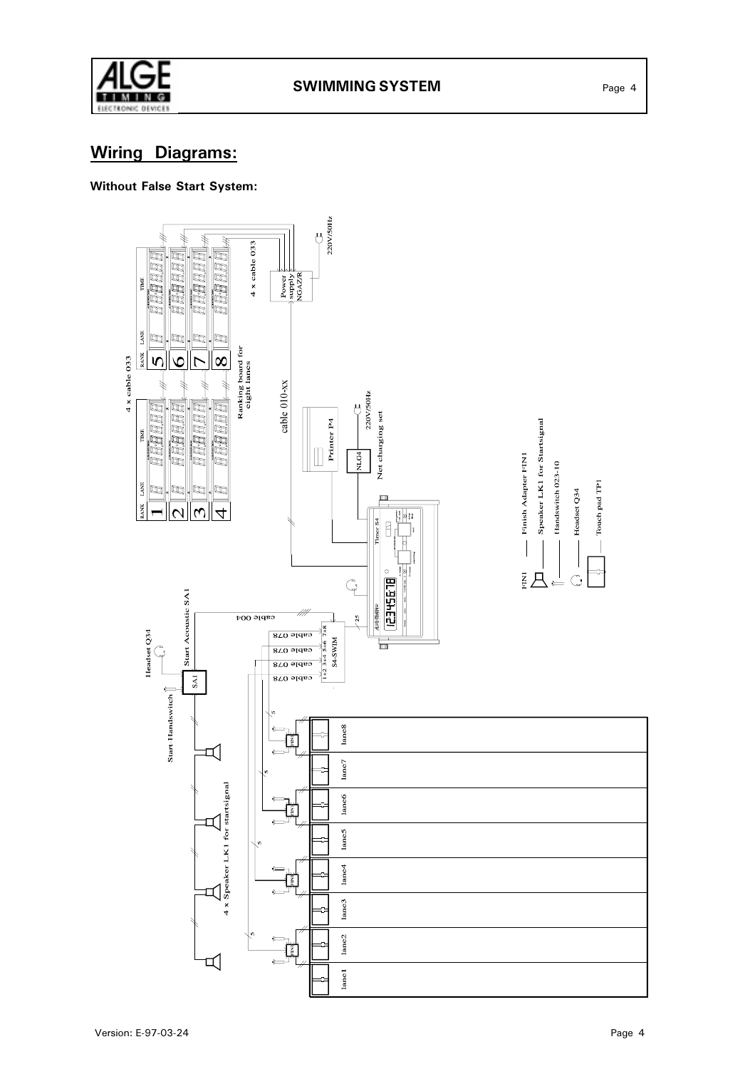## Wiring Diagrams:

**Without False Start System:**

4 x cable 033

RANK LANE TIME

1 2 3 4 5 6 7 8

Ranking board for eight lanes

4 x cable 033

Power supply NGA27R

220V/50Hz

cable 010-xx

Printer P4

NLG4

220V/50Hz

Net charging set

Timer S4

Headset Q34

Start Acoustic SA1

cable 004

Start Handswitch

SA1

25

1+2 3+4 5+6 7+8

S4-SWIM

cable 078

cable 078

cable 078

cable 078

5

5

5

5

lane8

lane7

lane6

lane5

lane4

lane3

lane2

lane1

4 x Speaker LK1 for startsignal

FIN1 — Finish Adapter FIN1

Speaker LK1 for Startsignal

Handswitch 023-10

Headset Q34

Touch pad TP1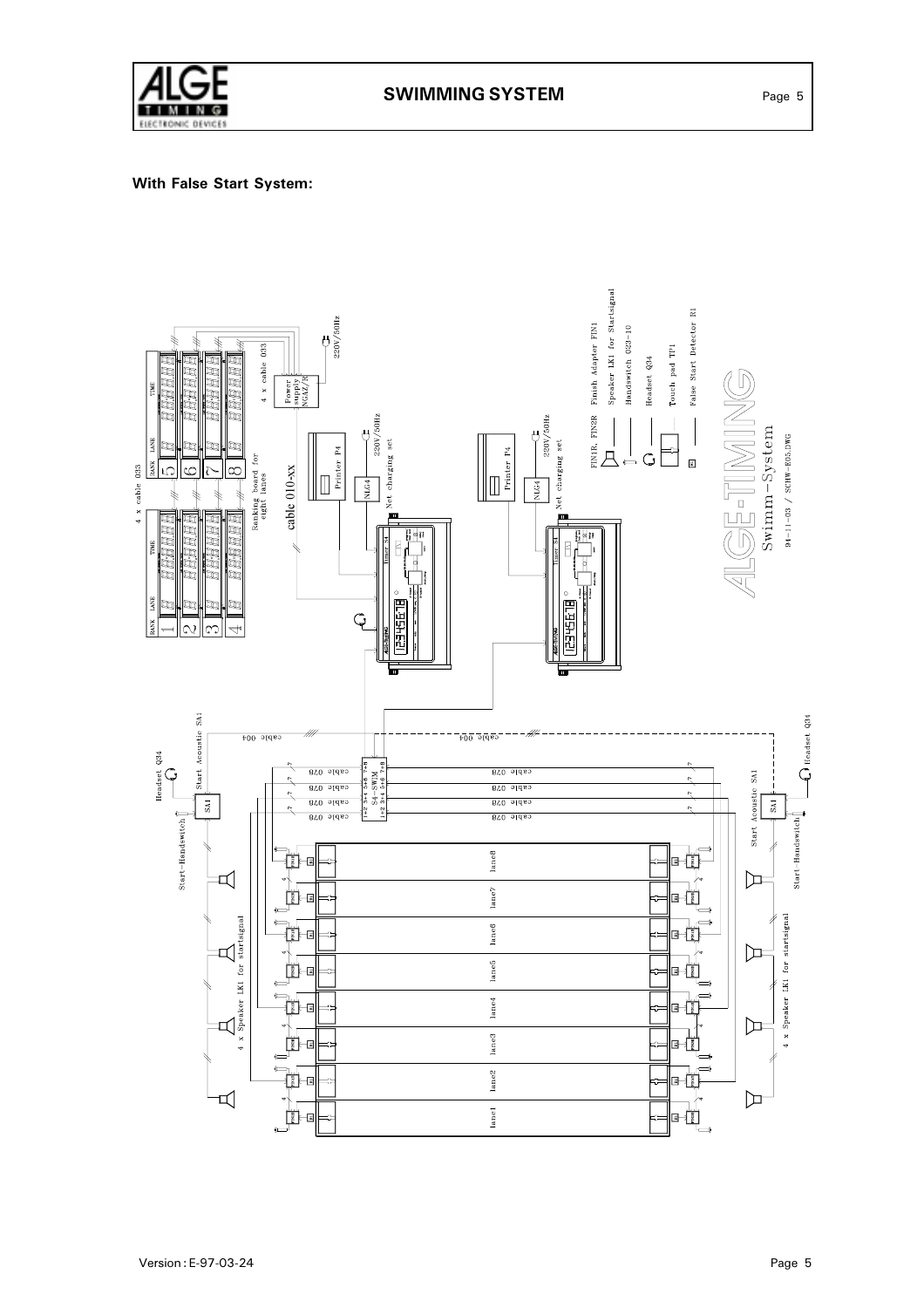**With False Start System:**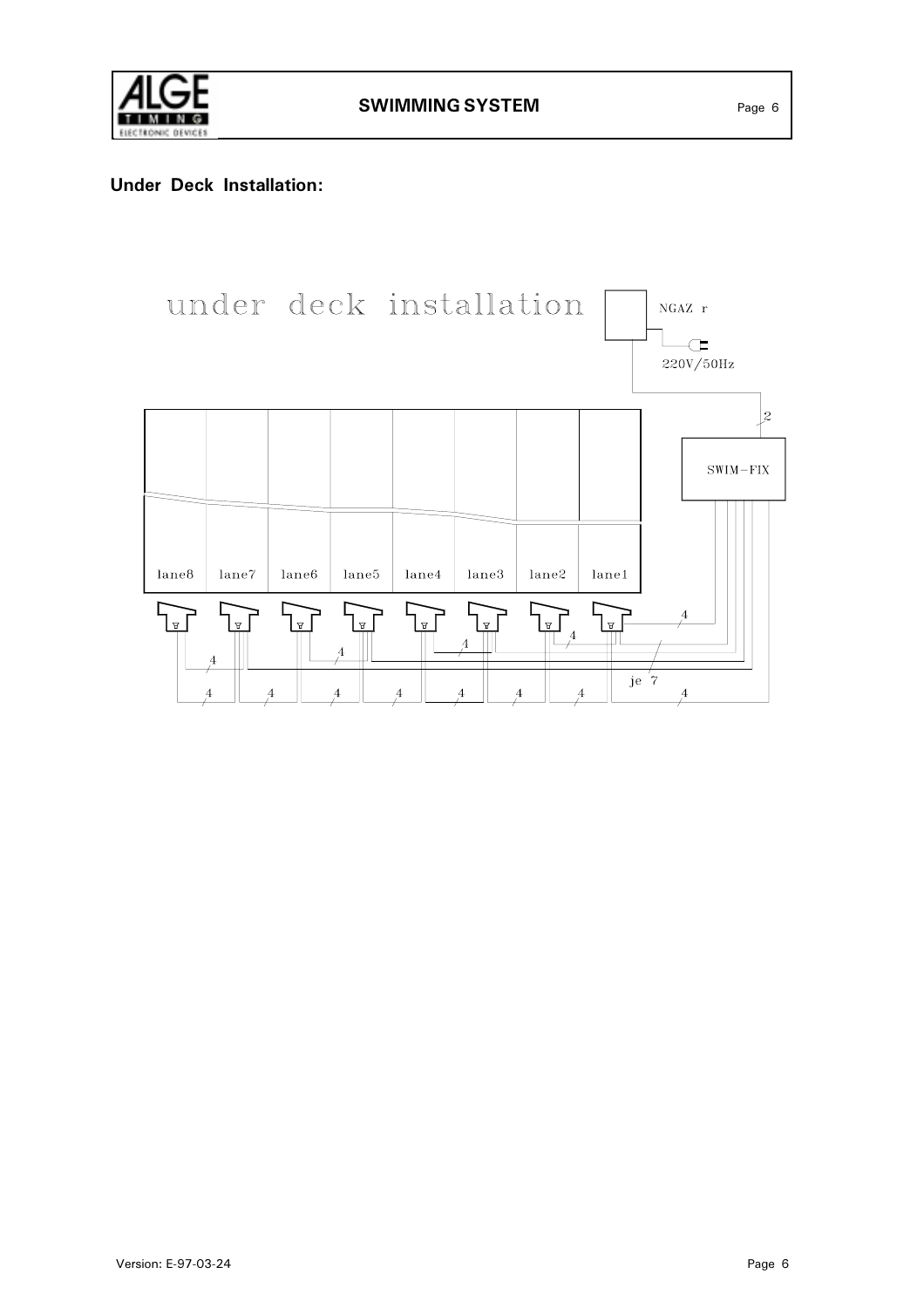## Under Deck Installation:

under deck installation

NGAZ r

220V/50Hz

2

SWIM–FIX

lane8 lane7 lane6 lane5 lane4 lane3 lane2 lane1

4 4 4 4 4 4

je 7

4 4 4 4 4 4 4 4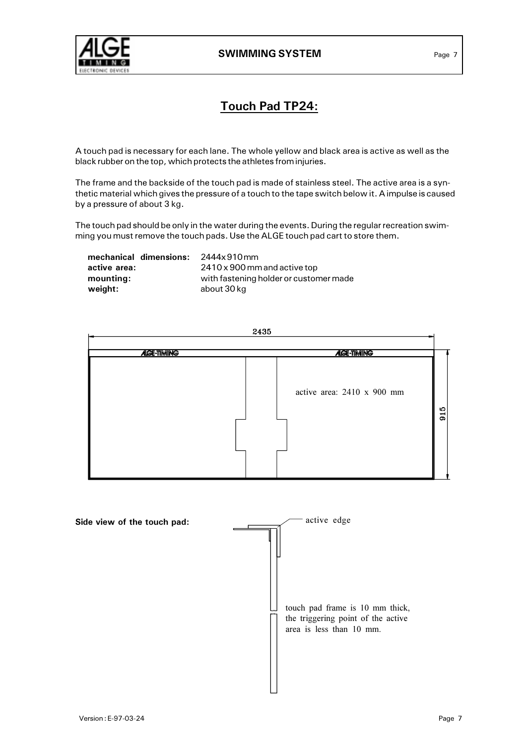# Touch Pad TP24:

A touch pad is necessary for each lane. The whole yellow and black area is active as well as the black rubber on the top, which protects the athletes from injuries.

The frame and the backside of the touch pad is made of stainless steel. The active area is a synthetic material which gives the pressure of a touch to the tape switch below it. A impulse is caused by a pressure of about 3 kg.

The touch pad should be only in the water during the events. During the regular recreation swimming you must remove the touch pads. Use the ALGE touch pad cart to store them.

| | |
|---|---|
| **mechanical dimensions:** | 2444x 910 mm |
| **active area:** | 2410 x 900 mm and active top |
| **mounting:** | with fastening holder or customer made |
| **weight:** | about 30 kg |

2435

ALGE-TIMING ALGE-TIMING

active area: 2410 x 900 mm

915

**Side view of the touch pad:**

active edge

touch pad frame is 10 mm thick, the triggering point of the active area is less than 10 mm.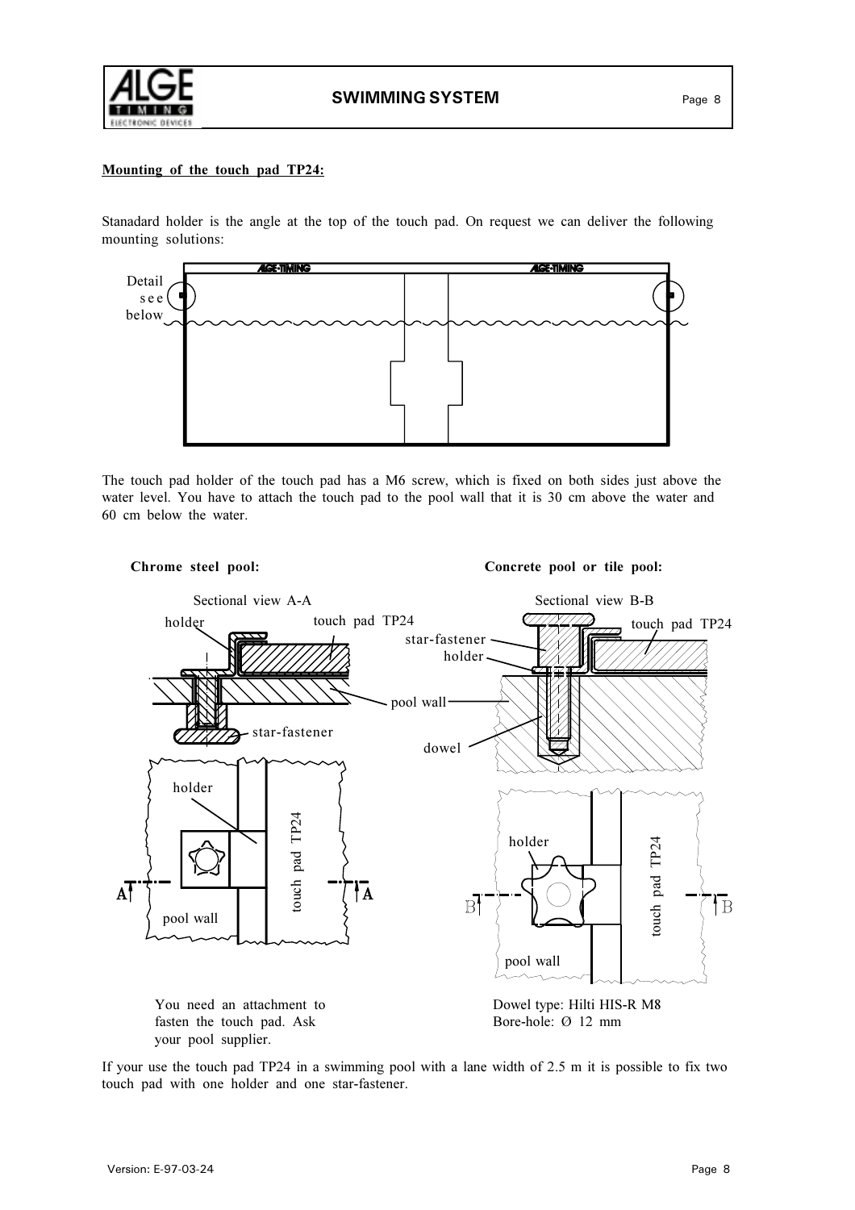**Mounting of the touch pad TP24:**

Stanadard holder is the angle at the top of the touch pad. On request we can deliver the following mounting solutions:

Detail see below

The touch pad holder of the touch pad has a M6 screw, which is fixed on both sides just above the water level. You have to attach the touch pad to the pool wall that it is 30 cm above the water and 60 cm below the water.

**Chrome steel pool:**

Sectional view A-A

holder, touch pad TP24, pool wall, star-fastener

You need an attachment to fasten the touch pad. Ask your pool supplier.

**Concrete pool or tile pool:**

Sectional view B-B

star-fastener, holder, touch pad TP24, pool wall, dowel

Dowel type: Hilti HIS-R M8
Bore-hole: Ø 12 mm

If your use the touch pad TP24 in a swimming pool with a lane width of 2.5 m it is possible to fix two touch pad with one holder and one star-fastener.

Version: E-97-03-24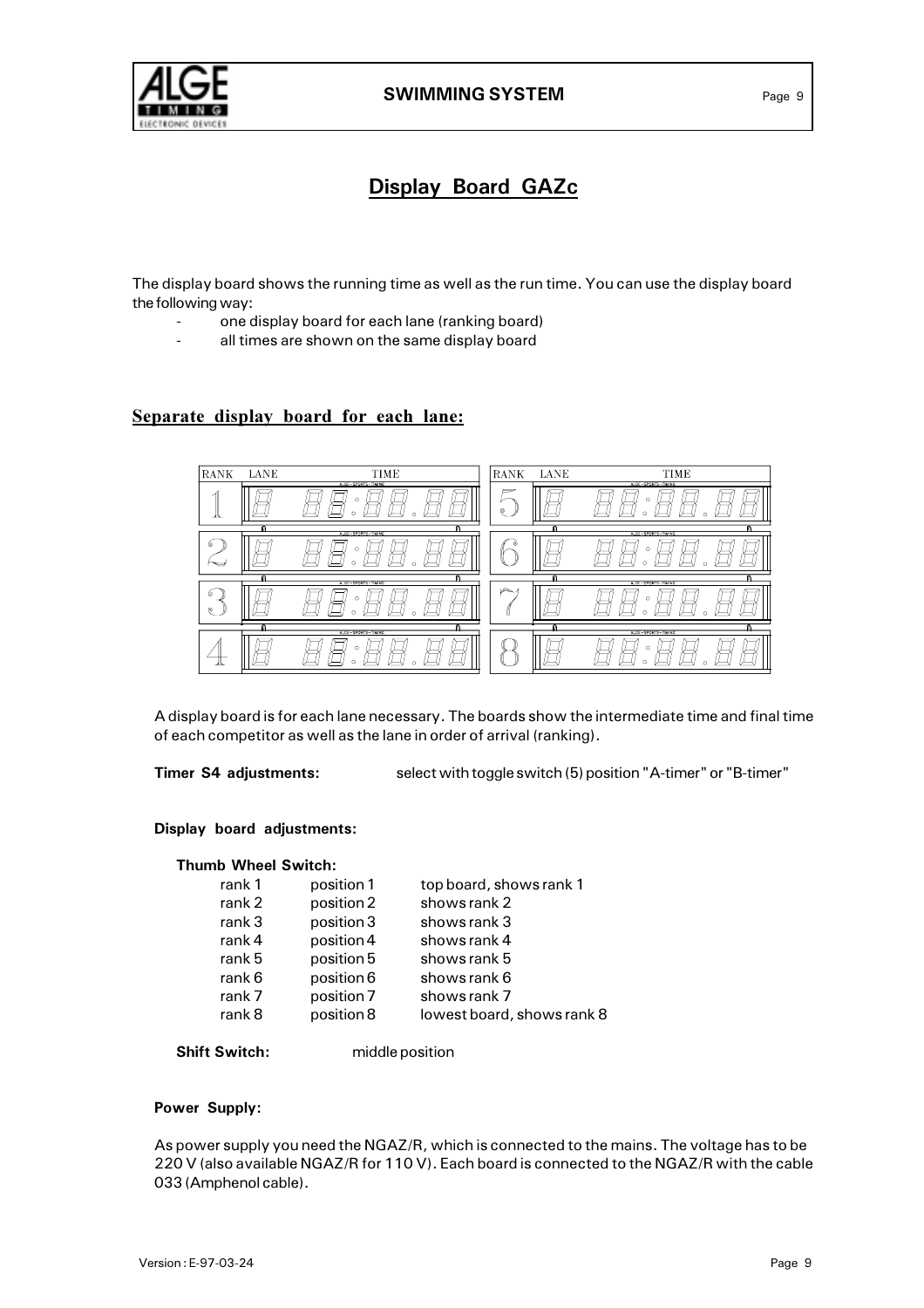# Display Board GAZc

The display board shows the running time as well as the run time. You can use the display board the following way:

- one display board for each lane (ranking board)
- all times are shown on the same display board

## Separate display board for each lane:

A display board is for each lane necessary. The boards show the intermediate time and final time of each competitor as well as the lane in order of arrival (ranking).

**Timer S4 adjustments:** select with toggle switch (5) position "A-timer" or "B-timer"

**Display board adjustments:**

**Thumb Wheel Switch:**

| | | |
|---|---|---|
| rank 1 | position 1 | top board, shows rank 1 |
| rank 2 | position 2 | shows rank 2 |
| rank 3 | position 3 | shows rank 3 |
| rank 4 | position 4 | shows rank 4 |
| rank 5 | position 5 | shows rank 5 |
| rank 6 | position 6 | shows rank 6 |
| rank 7 | position 7 | shows rank 7 |
| rank 8 | position 8 | lowest board, shows rank 8 |

**Shift Switch:** middle position

**Power Supply:**

As power supply you need the NGAZ/R, which is connected to the mains. The voltage has to be 220 V (also available NGAZ/R for 110 V). Each board is connected to the NGAZ/R with the cable 033 (Amphenol cable).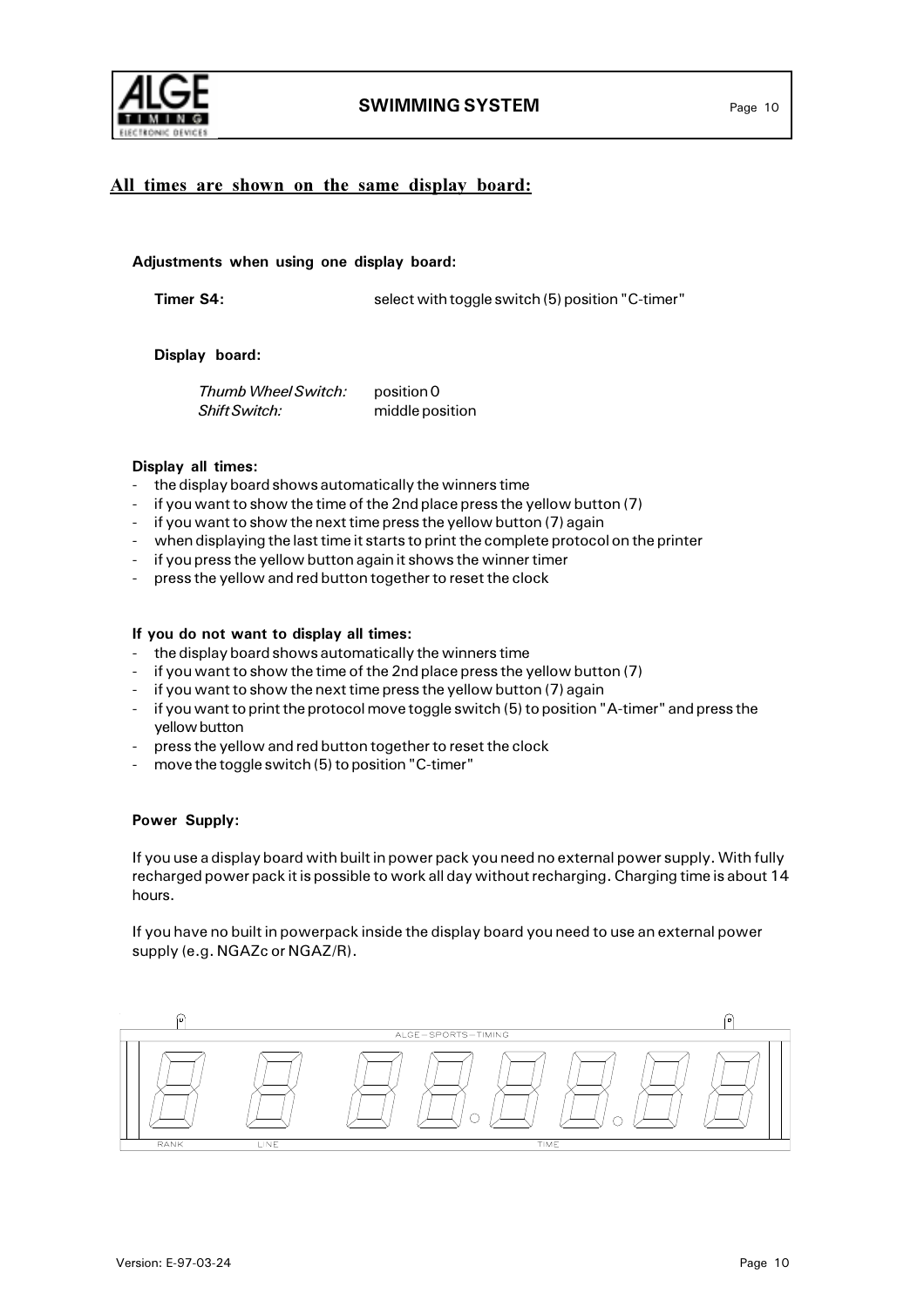## All times are shown on the same display board:

### Adjustments when using one display board:

**Timer S4:** select with toggle switch (5) position "C-timer"

**Display board:**

*Thumb Wheel Switch:* position 0
*Shift Switch:* middle position

### Display all times:

- the display board shows automatically the winners time
- if you want to show the time of the 2nd place press the yellow button (7)
- if you want to show the next time press the yellow button (7) again
- when displaying the last time it starts to print the complete protocol on the printer
- if you press the yellow button again it shows the winner timer
- press the yellow and red button together to reset the clock

### If you do not want to display all times:

- the display board shows automatically the winners time
- if you want to show the time of the 2nd place press the yellow button (7)
- if you want to show the next time press the yellow button (7) again
- if you want to print the protocol move toggle switch (5) to position "A-timer" and press the yellow button
- press the yellow and red button together to reset the clock
- move the toggle switch (5) to position "C-timer"

### Power Supply:

If you use a display board with built in power pack you need no external power supply. With fully recharged power pack it is possible to work all day without recharging. Charging time is about 14 hours.

If you have no built in powerpack inside the display board you need to use an external power supply (e.g. NGAZc or NGAZ/R).

ALGE-SPORTS-TIMING

RANK LINE TIME

Version: E-97-03-24